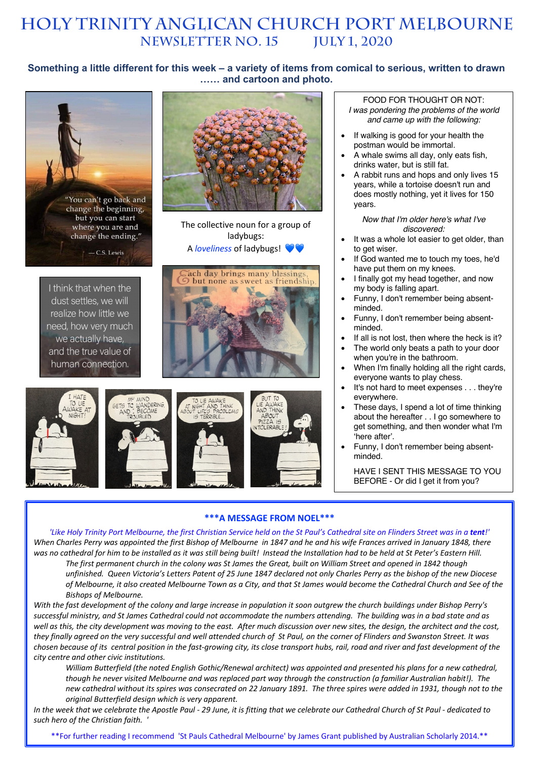# HOLY TRINITY ANGLICAN CHURCH PORT MELBOURNE

## NEWSLETTER NO. 15 JULY 1, 2020

**Something a little different for this week – a variety of items from comical to serious, written to drawn …… and cartoon and photo.**

"You can't go back and change the beginning, but you can start where you are and change the ending."

— C.S. Lewis

I think that when the dust settles, we will realize how little we need, how very much we actually have, and the true value of human connection.

The collective noun for a group of ladybugs:
A *loveliness* of ladybugs! 💙💙

Each day brings many blessings, but none as sweet as friendship.

I HATE TO LIE AWAKE AT NIGHT!

MY MIND GETS TO WANDERING, AND I BECOME TROUBLED

TO LIE AWAKE AT NIGHT AND THINK ABOUT LIFE'S PROBLEMS IS TERRIBLE...

BUT TO LIE AWAKE AND THINK ABOUT PIZZA IS INTOLERABLE!

FOOD FOR THOUGHT OR NOT:
*I was pondering the problems of the world and came up with the following:*

- If walking is good for your health the postman would be immortal.
- A whale swims all day, only eats fish, drinks water, but is still fat.
- A rabbit runs and hops and only lives 15 years, while a tortoise doesn't run and does mostly nothing, yet it lives for 150 years.

*Now that I'm older here's what I've discovered:*

- It was a whole lot easier to get older, than to get wiser.
- If God wanted me to touch my toes, he'd have put them on my knees.
- I finally got my head together, and now my body is falling apart.
- Funny, I don't remember being absent-minded.
- Funny, I don't remember being absent-minded.
- If all is not lost, then where the heck is it?
- The world only beats a path to your door when you're in the bathroom.
- When I'm finally holding all the right cards, everyone wants to play chess.
- It's not hard to meet expenses . . . they're everywhere.
- These days, I spend a lot of time thinking about the hereafter . . I go somewhere to get something, and then wonder what I'm 'here after'.
- Funny, I don't remember being absent-minded.

HAVE I SENT THIS MESSAGE TO YOU BEFORE - Or did I get it from you?

---

### \*\*\*A MESSAGE FROM NOEL\*\*\*

*'Like Holy Trinity Port Melbourne, the first Christian Service held on the St Paul's Cathedral site on Flinders Street was in a **tent**!' When Charles Perry was appointed the first Bishop of Melbourne in 1847 and he and his wife Frances arrived in January 1848, there was no cathedral for him to be installed as it was still being built! Instead the Installation had to be held at St Peter's Eastern Hill.*

*The first permanent church in the colony was St James the Great, built on William Street and opened in 1842 though unfinished. Queen Victoria's Letters Patent of 25 June 1847 declared not only Charles Perry as the bishop of the new Diocese of Melbourne, it also created Melbourne Town as a City, and that St James would become the Cathedral Church and See of the Bishops of Melbourne.*

*With the fast development of the colony and large increase in population it soon outgrew the church buildings under Bishop Perry's successful ministry, and St James Cathedral could not accommodate the numbers attending. The building was in a bad state and as well as this, the city development was moving to the east. After much discussion over new sites, the design, the architect and the cost, they finally agreed on the very successful and well attended church of St Paul, on the corner of Flinders and Swanston Street. It was chosen because of its central position in the fast-growing city, its close transport hubs, rail, road and river and fast development of the city centre and other civic institutions.*

*William Butterfield (the noted English Gothic/Renewal architect) was appointed and presented his plans for a new cathedral, though he never visited Melbourne and was replaced part way through the construction (a familiar Australian habit!). The new cathedral without its spires was consecrated on 22 January 1891. The three spires were added in 1931, though not to the original Butterfield design which is very apparent.*

*In the week that we celebrate the Apostle Paul - 29 June, it is fitting that we celebrate our Cathedral Church of St Paul - dedicated to such hero of the Christian faith. '*

\*\*For further reading I recommend 'St Pauls Cathedral Melbourne' by James Grant published by Australian Scholarly 2014.\*\*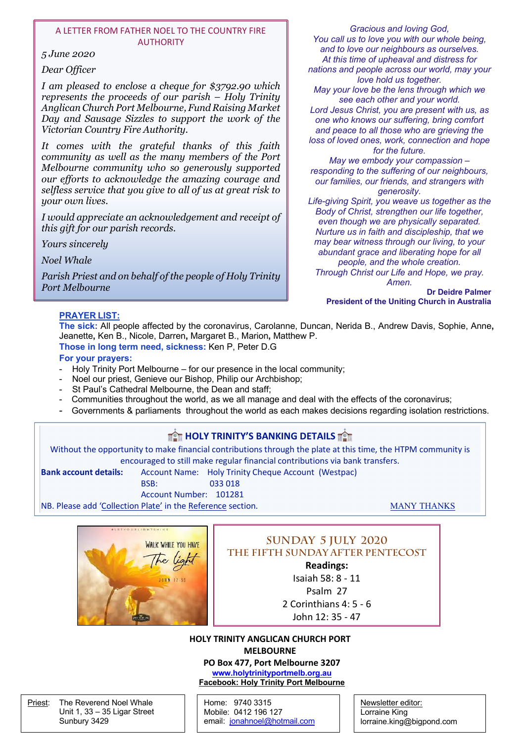## A LETTER FROM FATHER NOEL TO THE COUNTRY FIRE AUTHORITY

*5 June 2020*

*Dear Officer*

*I am pleased to enclose a cheque for $3792.90 which represents the proceeds of our parish – Holy Trinity Anglican Church Port Melbourne, Fund Raising Market Day and Sausage Sizzles to support the work of the Victorian Country Fire Authority.*

*It comes with the grateful thanks of this faith community as well as the many members of the Port Melbourne community who so generously supported our efforts to acknowledge the amazing courage and selfless service that you give to all of us at great risk to your own lives.*

*I would appreciate an acknowledgement and receipt of this gift for our parish records.*

*Yours sincerely*

*Noel Whale*

*Parish Priest and on behalf of the people of Holy Trinity Port Melbourne*

*Gracious and loving God,*
*You call us to love you with our whole being, and to love our neighbours as ourselves.*
*At this time of upheaval and distress for nations and people across our world, may your love hold us together.*
*May your love be the lens through which we see each other and your world.*
*Lord Jesus Christ, you are present with us, as one who knows our suffering, bring comfort and peace to all those who are grieving the loss of loved ones, work, connection and hope for the future.*
*May we embody your compassion – responding to the suffering of our neighbours, our families, our friends, and strangers with generosity.*
*Life-giving Spirit, you weave us together as the Body of Christ, strengthen our life together, even though we are physically separated.*
*Nurture us in faith and discipleship, that we may bear witness through our living, to your abundant grace and liberating hope for all people, and the whole creation.*
*Through Christ our Life and Hope, we pray.*
*Amen.*

**Dr Deidre Palmer**
**President of the Uniting Church in Australia**

**PRAYER LIST:**

**The sick:** All people affected by the coronavirus, Carolanne, Duncan, Nerida B., Andrew Davis, Sophie, Anne**,** Jeanette**,** Ken B., Nicole, Darren**,** Margaret B., Marion**,** Matthew P.

**Those in long term need, sickness:** Ken P, Peter D.G

**For your prayers:**

- Holy Trinity Port Melbourne – for our presence in the local community;
- Noel our priest, Genieve our Bishop, Philip our Archbishop;
- St Paul's Cathedral Melbourne, the Dean and staff;
- Communities throughout the world, as we all manage and deal with the effects of the coronavirus;
- Governments & parliaments throughout the world as each makes decisions regarding isolation restrictions.

## HOLY TRINITY'S BANKING DETAILS

Without the opportunity to make financial contributions through the plate at this time, the HTPM community is encouraged to still make regular financial contributions via bank transfers.

**Bank account details:** Account Name: Holy Trinity Cheque Account (Westpac)
BSB: 033 018
Account Number: 101281

NB. Please add 'Collection Plate' in the Reference section. MANY THANKS

## SUNDAY 5 JULY 2020
### THE FIFTH SUNDAY AFTER PENTECOST

**Readings:**
Isaiah 58: 8 - 11
Psalm 27
2 Corinthians 4: 5 - 6
John 12: 35 - 47

**HOLY TRINITY ANGLICAN CHURCH PORT MELBOURNE**
**PO Box 477, Port Melbourne 3207**
**www.holytrinityportmelb.org.au**
**Facebook: Holy Trinity Port Melbourne**

Priest: The Reverend Noel Whale
Unit 1, 33 – 35 Ligar Street
Sunbury 3429

Home: 9740 3315
Mobile: 0412 196 127
email: jonahnoel@hotmail.com

Newsletter editor:
Lorraine King
lorraine.king@bigpond.com